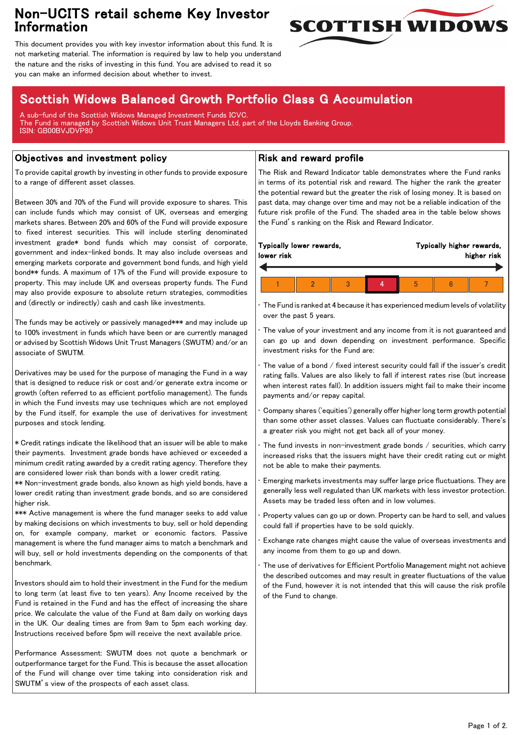# Non-UCITS retail scheme Key Investor Information

This document provides you with key investor information about this fund. It is not marketing material. The information is required by law to help you understand the nature and the risks of investing in this fund. You are advised to read it so you can make an informed decision about whether to invest.

## Scottish Widows Balanced Growth Portfolio Class G Accumulation

A sub-fund of the Scottish Widows Managed Investment Funds ICVC.
The Fund is managed by Scottish Widows Unit Trust Managers Ltd, part of the Lloyds Banking Group.
ISIN: GB00BVJDVP80

### Objectives and investment policy

To provide capital growth by investing in other funds to provide exposure to a range of different asset classes.

Between 30% and 70% of the Fund will provide exposure to shares. This can include funds which may consist of UK, overseas and emerging markets shares. Between 20% and 60% of the Fund will provide exposure to fixed interest securities. This will include sterling denominated investment grade* bond funds which may consist of corporate, government and index-linked bonds. It may also include overseas and emerging markets corporate and government bond funds, and high yield bond** funds. A maximum of 17% of the Fund will provide exposure to property. This may include UK and overseas property funds. The Fund may also provide exposure to absolute return strategies, commodities and (directly or indirectly) cash and cash like investments.

The funds may be actively or passively managed*** and may include up to 100% investment in funds which have been or are currently managed or advised by Scottish Widows Unit Trust Managers (SWUTM) and/or an associate of SWUTM.

Derivatives may be used for the purpose of managing the Fund in a way that is designed to reduce risk or cost and/or generate extra income or growth (often referred to as efficient portfolio management). The funds in which the Fund invests may use techniques which are not employed by the Fund itself, for example the use of derivatives for investment purposes and stock lending.

* Credit ratings indicate the likelihood that an issuer will be able to make their payments. Investment grade bonds have achieved or exceeded a minimum credit rating awarded by a credit rating agency. Therefore they are considered lower risk than bonds with a lower credit rating.
** Non-investment grade bonds, also known as high yield bonds, have a lower credit rating than investment grade bonds, and so are considered higher risk.
*** Active management is where the fund manager seeks to add value by making decisions on which investments to buy, sell or hold depending on, for example company, market or economic factors. Passive management is where the fund manager aims to match a benchmark and will buy, sell or hold investments depending on the components of that benchmark.

Investors should aim to hold their investment in the Fund for the medium to long term (at least five to ten years). Any Income received by the Fund is retained in the Fund and has the effect of increasing the share price. We calculate the value of the Fund at 8am daily on working days in the UK. Our dealing times are from 9am to 5pm each working day. Instructions received before 5pm will receive the next available price.

Performance Assessment: SWUTM does not quote a benchmark or outperformance target for the Fund. This is because the asset allocation of the Fund will change over time taking into consideration risk and SWUTM's view of the prospects of each asset class.

### Risk and reward profile

The Risk and Reward Indicator table demonstrates where the Fund ranks in terms of its potential risk and reward. The higher the rank the greater the potential reward but the greater the risk of losing money. It is based on past data, may change over time and may not be a reliable indication of the future risk profile of the Fund. The shaded area in the table below shows the Fund's ranking on the Risk and Reward Indicator.

**Typically lower rewards, lower risk** — **Typically higher rewards, higher risk**

| 1 | 2 | 3 | **4** | 5 | 6 | 7 |
|---|---|---|---|---|---|---|

- The Fund is ranked at 4 because it has experienced medium levels of volatility over the past 5 years.
- The value of your investment and any income from it is not guaranteed and can go up and down depending on investment performance. Specific investment risks for the Fund are:
- The value of a bond / fixed interest security could fall if the issuer's credit rating falls. Values are also likely to fall if interest rates rise (but increase when interest rates fall). In addition issuers might fail to make their income payments and/or repay capital.
- Company shares ('equities') generally offer higher long term growth potential than some other asset classes. Values can fluctuate considerably. There's a greater risk you might not get back all of your money.
- The fund invests in non-investment grade bonds / securities, which carry increased risks that the issuers might have their credit rating cut or might not be able to make their payments.
- Emerging markets investments may suffer large price fluctuations. They are generally less well regulated than UK markets with less investor protection. Assets may be traded less often and in low volumes.
- Property values can go up or down. Property can be hard to sell, and values could fall if properties have to be sold quickly.
- Exchange rate changes might cause the value of overseas investments and any income from them to go up and down.
- The use of derivatives for Efficient Portfolio Management might not achieve the described outcomes and may result in greater fluctuations of the value of the Fund, however it is not intended that this will cause the risk profile of the Fund to change.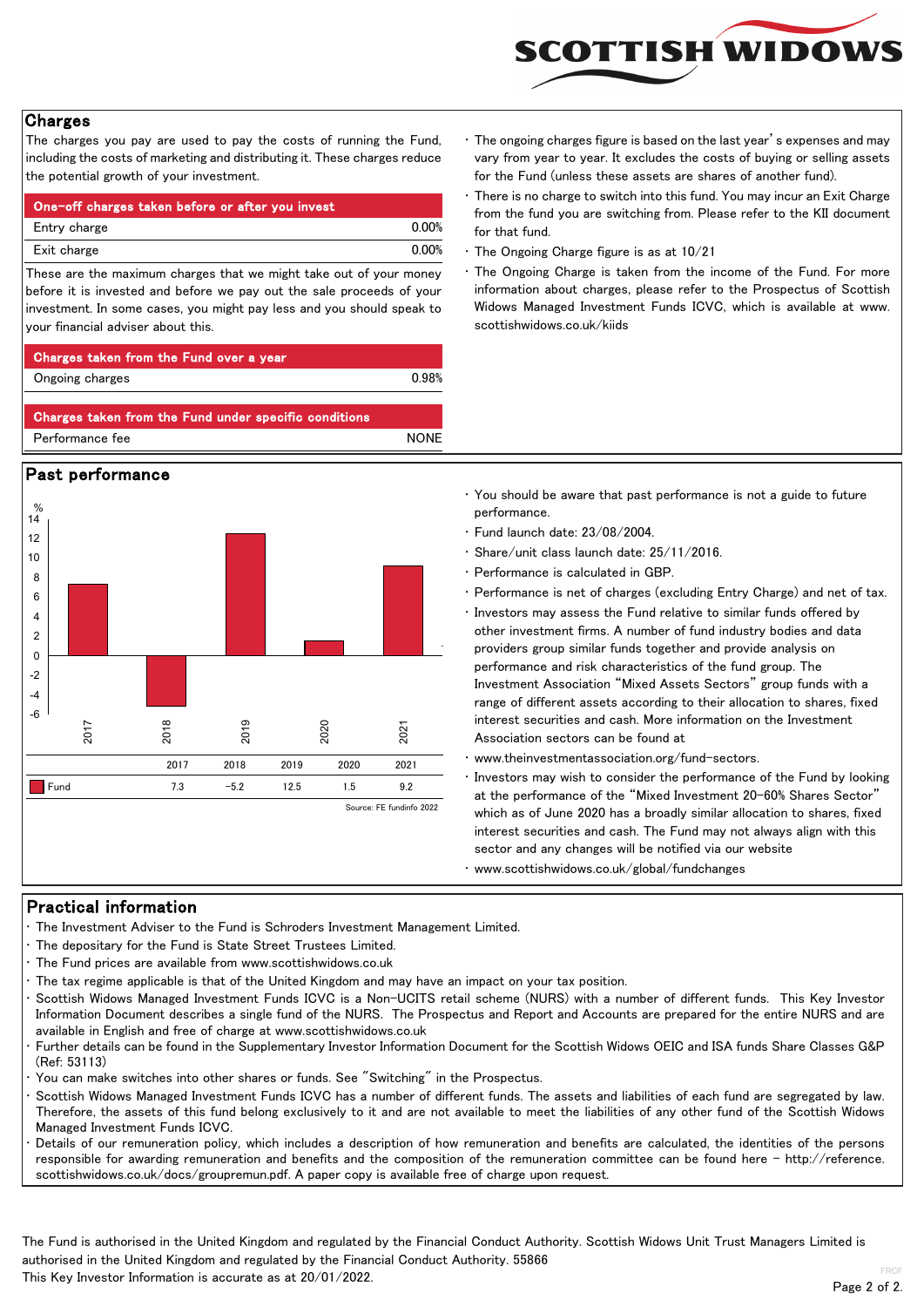## Charges

The charges you pay are used to pay the costs of running the Fund, including the costs of marketing and distributing it. These charges reduce the potential growth of your investment.

| One-off charges taken before or after you invest | |
|---|---|
| Entry charge | 0.00% |
| Exit charge | 0.00% |

These are the maximum charges that we might take out of your money before it is invested and before we pay out the sale proceeds of your investment. In some cases, you might pay less and you should speak to your financial adviser about this.

| Charges taken from the Fund over a year | |
|---|---|
| Ongoing charges | 0.98% |

| Charges taken from the Fund under specific conditions | |
|---|---|
| Performance fee | NONE |

- The ongoing charges figure is based on the last year's expenses and may vary from year to year. It excludes the costs of buying or selling assets for the Fund (unless these assets are shares of another fund).
- There is no charge to switch into this fund. You may incur an Exit Charge from the fund you are switching from. Please refer to the KII document for that fund.
- The Ongoing Charge figure is as at 10/21
- The Ongoing Charge is taken from the income of the Fund. For more information about charges, please refer to the Prospectus of Scottish Widows Managed Investment Funds ICVC, which is available at www.scottishwidows.co.uk/kiids

## Past performance

%

14
12
10
8
6
4
2
0
-2
-4
-6

2017 2018 2019 2020 2021

| | 2017 | 2018 | 2019 | 2020 | 2021 |
|---|---|---|---|---|---|
| Fund | 7.3 | −5.2 | 12.5 | 1.5 | 9.2 |

Source: FE fundinfo 2022

- You should be aware that past performance is not a guide to future performance.
- Fund launch date: 23/08/2004.
- Share/unit class launch date: 25/11/2016.
- Performance is calculated in GBP.
- Performance is net of charges (excluding Entry Charge) and net of tax.
- Investors may assess the Fund relative to similar funds offered by other investment firms. A number of fund industry bodies and data providers group similar funds together and provide analysis on performance and risk characteristics of the fund group. The Investment Association "Mixed Assets Sectors" group funds with a range of different assets according to their allocation to shares, fixed interest securities and cash. More information on the Investment Association sectors can be found at
- www.theinvestmentassociation.org/fund-sectors.
- Investors may wish to consider the performance of the Fund by looking at the performance of the "Mixed Investment 20-60% Shares Sector" which as of June 2020 has a broadly similar allocation to shares, fixed interest securities and cash. The Fund may not always align with this sector and any changes will be notified via our website
- www.scottishwidows.co.uk/global/fundchanges

## Practical information

- The Investment Adviser to the Fund is Schroders Investment Management Limited.
- The depositary for the Fund is State Street Trustees Limited.
- The Fund prices are available from www.scottishwidows.co.uk
- The tax regime applicable is that of the United Kingdom and may have an impact on your tax position.
- Scottish Widows Managed Investment Funds ICVC is a Non-UCITS retail scheme (NURS) with a number of different funds. This Key Investor Information Document describes a single fund of the NURS. The Prospectus and Report and Accounts are prepared for the entire NURS and are available in English and free of charge at www.scottishwidows.co.uk
- Further details can be found in the Supplementary Investor Information Document for the Scottish Widows OEIC and ISA funds Share Classes G&P (Ref: 53113)
- You can make switches into other shares or funds. See "Switching" in the Prospectus.
- Scottish Widows Managed Investment Funds ICVC has a number of different funds. The assets and liabilities of each fund are segregated by law. Therefore, the assets of this fund belong exclusively to it and are not available to meet the liabilities of any other fund of the Scottish Widows Managed Investment Funds ICVC.
- Details of our remuneration policy, which includes a description of how remuneration and benefits are calculated, the identities of the persons responsible for awarding remuneration and benefits and the composition of the remuneration committee can be found here - http://reference.scottishwidows.co.uk/docs/groupremun.pdf. A paper copy is available free of charge upon request.

The Fund is authorised in the United Kingdom and regulated by the Financial Conduct Authority. Scottish Widows Unit Trust Managers Limited is authorised in the United Kingdom and regulated by the Financial Conduct Authority. 55866
This Key Investor Information is accurate as at 20/01/2022.